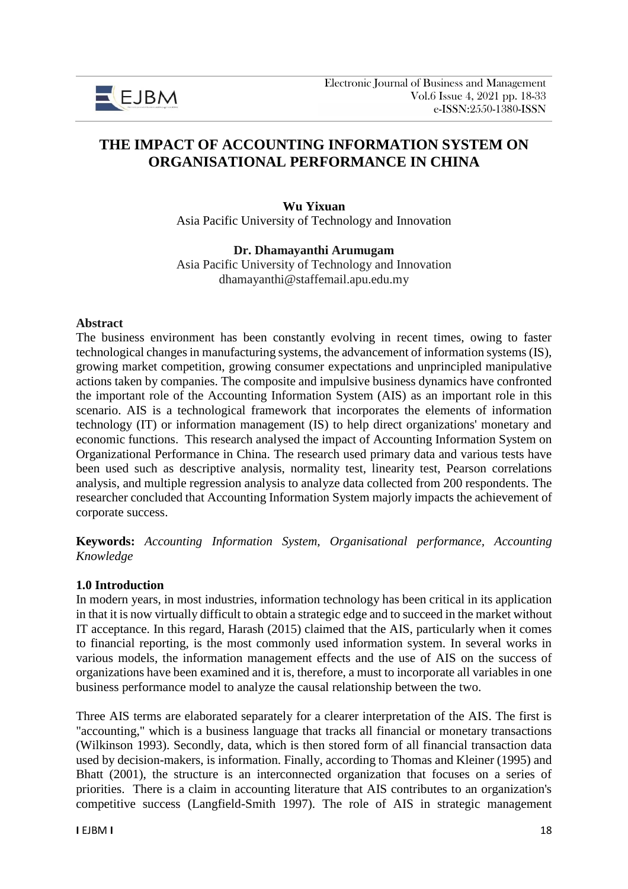# THE IMPACT OF ACCOUNTING INFORMATION SYSTEM ON ORGANISATIONAL PERFORMANCE IN CHINA

**Wu Yixuan**
Asia Pacific University of Technology and Innovation

**Dr. Dhamayanthi Arumugam**
Asia Pacific University of Technology and Innovation
dhamayanthi@staffemail.apu.edu.my

## Abstract

The business environment has been constantly evolving in recent times, owing to faster technological changes in manufacturing systems, the advancement of information systems (IS), growing market competition, growing consumer expectations and unprincipled manipulative actions taken by companies. The composite and impulsive business dynamics have confronted the important role of the Accounting Information System (AIS) as an important role in this scenario. AIS is a technological framework that incorporates the elements of information technology (IT) or information management (IS) to help direct organizations' monetary and economic functions. This research analysed the impact of Accounting Information System on Organizational Performance in China. The research used primary data and various tests have been used such as descriptive analysis, normality test, linearity test, Pearson correlations analysis, and multiple regression analysis to analyze data collected from 200 respondents. The researcher concluded that Accounting Information System majorly impacts the achievement of corporate success.

**Keywords:** *Accounting Information System, Organisational performance, Accounting Knowledge*

## 1.0 Introduction

In modern years, in most industries, information technology has been critical in its application in that it is now virtually difficult to obtain a strategic edge and to succeed in the market without IT acceptance. In this regard, Harash (2015) claimed that the AIS, particularly when it comes to financial reporting, is the most commonly used information system. In several works in various models, the information management effects and the use of AIS on the success of organizations have been examined and it is, therefore, a must to incorporate all variables in one business performance model to analyze the causal relationship between the two.

Three AIS terms are elaborated separately for a clearer interpretation of the AIS. The first is "accounting," which is a business language that tracks all financial or monetary transactions (Wilkinson 1993). Secondly, data, which is then stored form of all financial transaction data used by decision-makers, is information. Finally, according to Thomas and Kleiner (1995) and Bhatt (2001), the structure is an interconnected organization that focuses on a series of priorities. There is a claim in accounting literature that AIS contributes to an organization's competitive success (Langfield-Smith 1997). The role of AIS in strategic management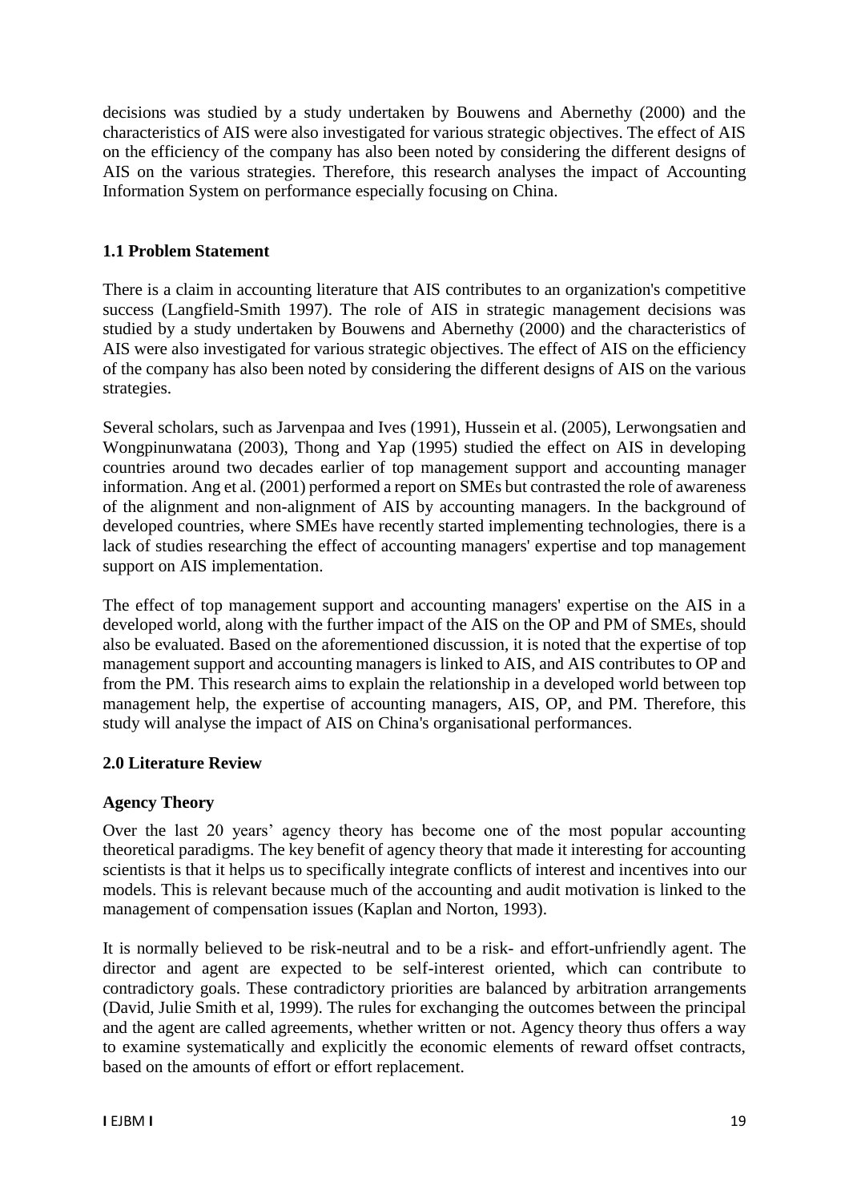decisions was studied by a study undertaken by Bouwens and Abernethy (2000) and the characteristics of AIS were also investigated for various strategic objectives. The effect of AIS on the efficiency of the company has also been noted by considering the different designs of AIS on the various strategies. Therefore, this research analyses the impact of Accounting Information System on performance especially focusing on China.

### 1.1 Problem Statement

There is a claim in accounting literature that AIS contributes to an organization's competitive success (Langfield-Smith 1997). The role of AIS in strategic management decisions was studied by a study undertaken by Bouwens and Abernethy (2000) and the characteristics of AIS were also investigated for various strategic objectives. The effect of AIS on the efficiency of the company has also been noted by considering the different designs of AIS on the various strategies.

Several scholars, such as Jarvenpaa and Ives (1991), Hussein et al. (2005), Lerwongsatien and Wongpinunwatana (2003), Thong and Yap (1995) studied the effect on AIS in developing countries around two decades earlier of top management support and accounting manager information. Ang et al. (2001) performed a report on SMEs but contrasted the role of awareness of the alignment and non-alignment of AIS by accounting managers. In the background of developed countries, where SMEs have recently started implementing technologies, there is a lack of studies researching the effect of accounting managers' expertise and top management support on AIS implementation.

The effect of top management support and accounting managers' expertise on the AIS in a developed world, along with the further impact of the AIS on the OP and PM of SMEs, should also be evaluated. Based on the aforementioned discussion, it is noted that the expertise of top management support and accounting managers is linked to AIS, and AIS contributes to OP and from the PM. This research aims to explain the relationship in a developed world between top management help, the expertise of accounting managers, AIS, OP, and PM. Therefore, this study will analyse the impact of AIS on China's organisational performances.

## 2.0 Literature Review

### Agency Theory

Over the last 20 years' agency theory has become one of the most popular accounting theoretical paradigms. The key benefit of agency theory that made it interesting for accounting scientists is that it helps us to specifically integrate conflicts of interest and incentives into our models. This is relevant because much of the accounting and audit motivation is linked to the management of compensation issues (Kaplan and Norton, 1993).

It is normally believed to be risk-neutral and to be a risk- and effort-unfriendly agent. The director and agent are expected to be self-interest oriented, which can contribute to contradictory goals. These contradictory priorities are balanced by arbitration arrangements (David, Julie Smith et al, 1999). The rules for exchanging the outcomes between the principal and the agent are called agreements, whether written or not. Agency theory thus offers a way to examine systematically and explicitly the economic elements of reward offset contracts, based on the amounts of effort or effort replacement.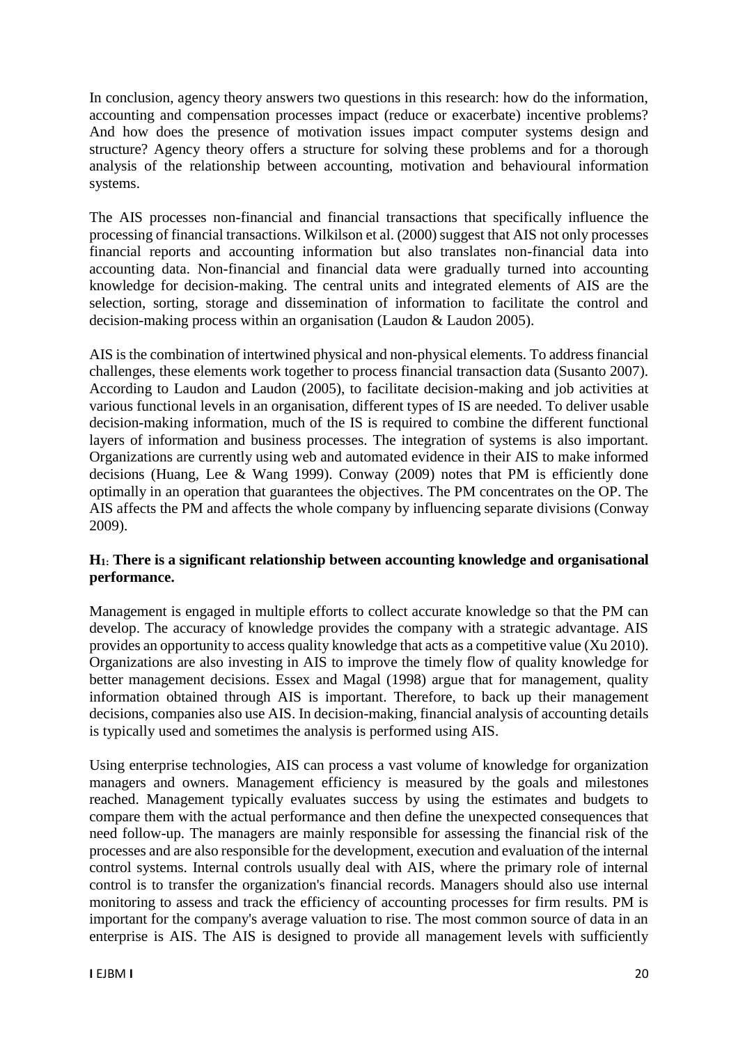In conclusion, agency theory answers two questions in this research: how do the information, accounting and compensation processes impact (reduce or exacerbate) incentive problems? And how does the presence of motivation issues impact computer systems design and structure? Agency theory offers a structure for solving these problems and for a thorough analysis of the relationship between accounting, motivation and behavioural information systems.

The AIS processes non-financial and financial transactions that specifically influence the processing of financial transactions. Wilkilson et al. (2000) suggest that AIS not only processes financial reports and accounting information but also translates non-financial data into accounting data. Non-financial and financial data were gradually turned into accounting knowledge for decision-making. The central units and integrated elements of AIS are the selection, sorting, storage and dissemination of information to facilitate the control and decision-making process within an organisation (Laudon & Laudon 2005).

AIS is the combination of intertwined physical and non-physical elements. To address financial challenges, these elements work together to process financial transaction data (Susanto 2007). According to Laudon and Laudon (2005), to facilitate decision-making and job activities at various functional levels in an organisation, different types of IS are needed. To deliver usable decision-making information, much of the IS is required to combine the different functional layers of information and business processes. The integration of systems is also important. Organizations are currently using web and automated evidence in their AIS to make informed decisions (Huang, Lee & Wang 1999). Conway (2009) notes that PM is efficiently done optimally in an operation that guarantees the objectives. The PM concentrates on the OP. The AIS affects the PM and affects the whole company by influencing separate divisions (Conway 2009).

**$H_1$: There is a significant relationship between accounting knowledge and organisational performance.**

Management is engaged in multiple efforts to collect accurate knowledge so that the PM can develop. The accuracy of knowledge provides the company with a strategic advantage. AIS provides an opportunity to access quality knowledge that acts as a competitive value (Xu 2010). Organizations are also investing in AIS to improve the timely flow of quality knowledge for better management decisions. Essex and Magal (1998) argue that for management, quality information obtained through AIS is important. Therefore, to back up their management decisions, companies also use AIS. In decision-making, financial analysis of accounting details is typically used and sometimes the analysis is performed using AIS.

Using enterprise technologies, AIS can process a vast volume of knowledge for organization managers and owners. Management efficiency is measured by the goals and milestones reached. Management typically evaluates success by using the estimates and budgets to compare them with the actual performance and then define the unexpected consequences that need follow-up. The managers are mainly responsible for assessing the financial risk of the processes and are also responsible for the development, execution and evaluation of the internal control systems. Internal controls usually deal with AIS, where the primary role of internal control is to transfer the organization's financial records. Managers should also use internal monitoring to assess and track the efficiency of accounting processes for firm results. PM is important for the company's average valuation to rise. The most common source of data in an enterprise is AIS. The AIS is designed to provide all management levels with sufficiently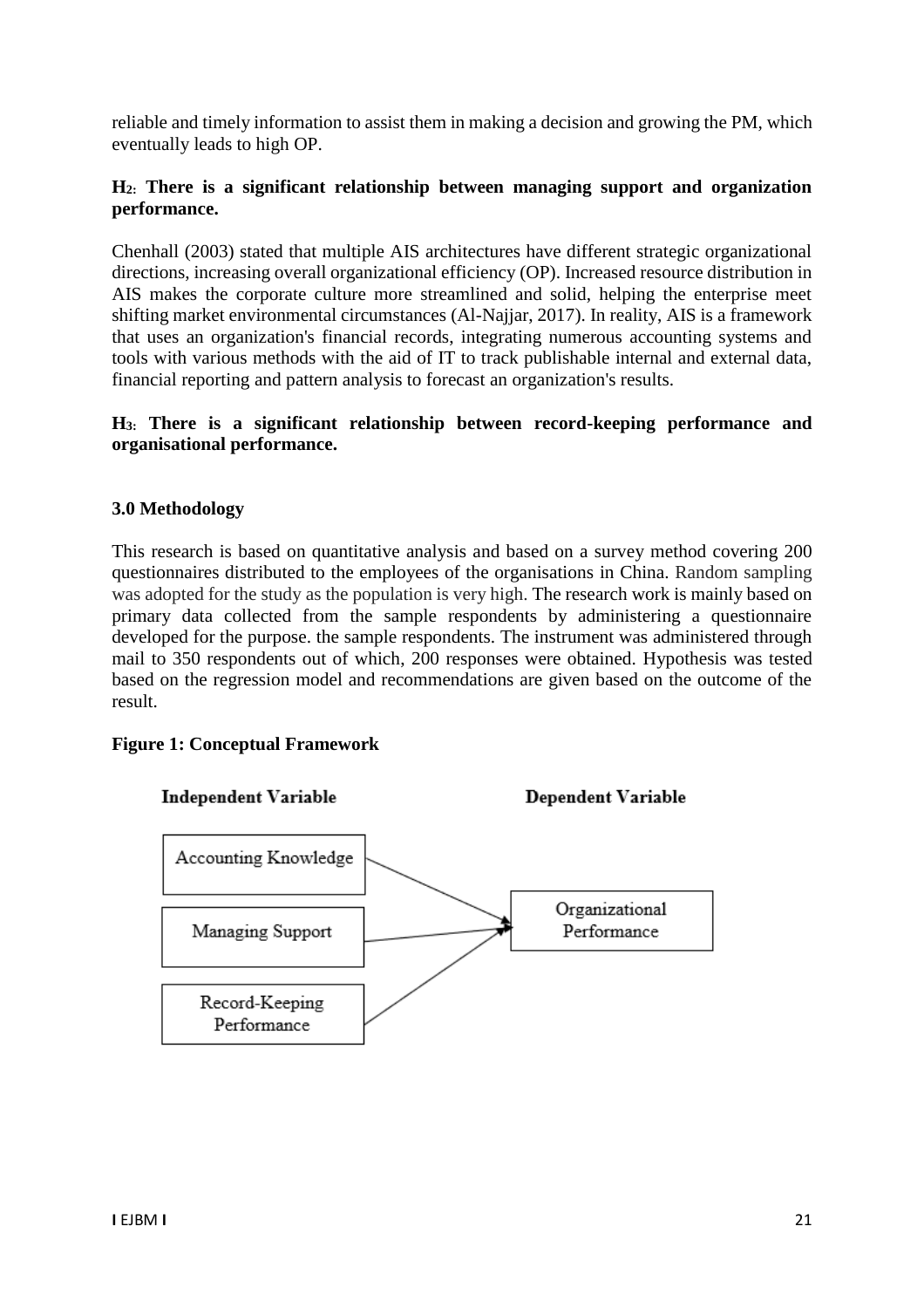reliable and timely information to assist them in making a decision and growing the PM, which eventually leads to high OP.

**H$_2$: There is a significant relationship between managing support and organization performance.**

Chenhall (2003) stated that multiple AIS architectures have different strategic organizational directions, increasing overall organizational efficiency (OP). Increased resource distribution in AIS makes the corporate culture more streamlined and solid, helping the enterprise meet shifting market environmental circumstances (Al-Najjar, 2017). In reality, AIS is a framework that uses an organization's financial records, integrating numerous accounting systems and tools with various methods with the aid of IT to track publishable internal and external data, financial reporting and pattern analysis to forecast an organization's results.

**H$_3$: There is a significant relationship between record-keeping performance and organisational performance.**

## 3.0 Methodology

This research is based on quantitative analysis and based on a survey method covering 200 questionnaires distributed to the employees of the organisations in China. Random sampling was adopted for the study as the population is very high. The research work is mainly based on primary data collected from the sample respondents by administering a questionnaire developed for the purpose. the sample respondents. The instrument was administered through mail to 350 respondents out of which, 200 responses were obtained. Hypothesis was tested based on the regression model and recommendations are given based on the outcome of the result.

**Figure 1: Conceptual Framework**

Independent Variable | Dependent Variable

- Accounting Knowledge → Organizational Performance
- Managing Support → Organizational Performance
- Record-Keeping Performance → Organizational Performance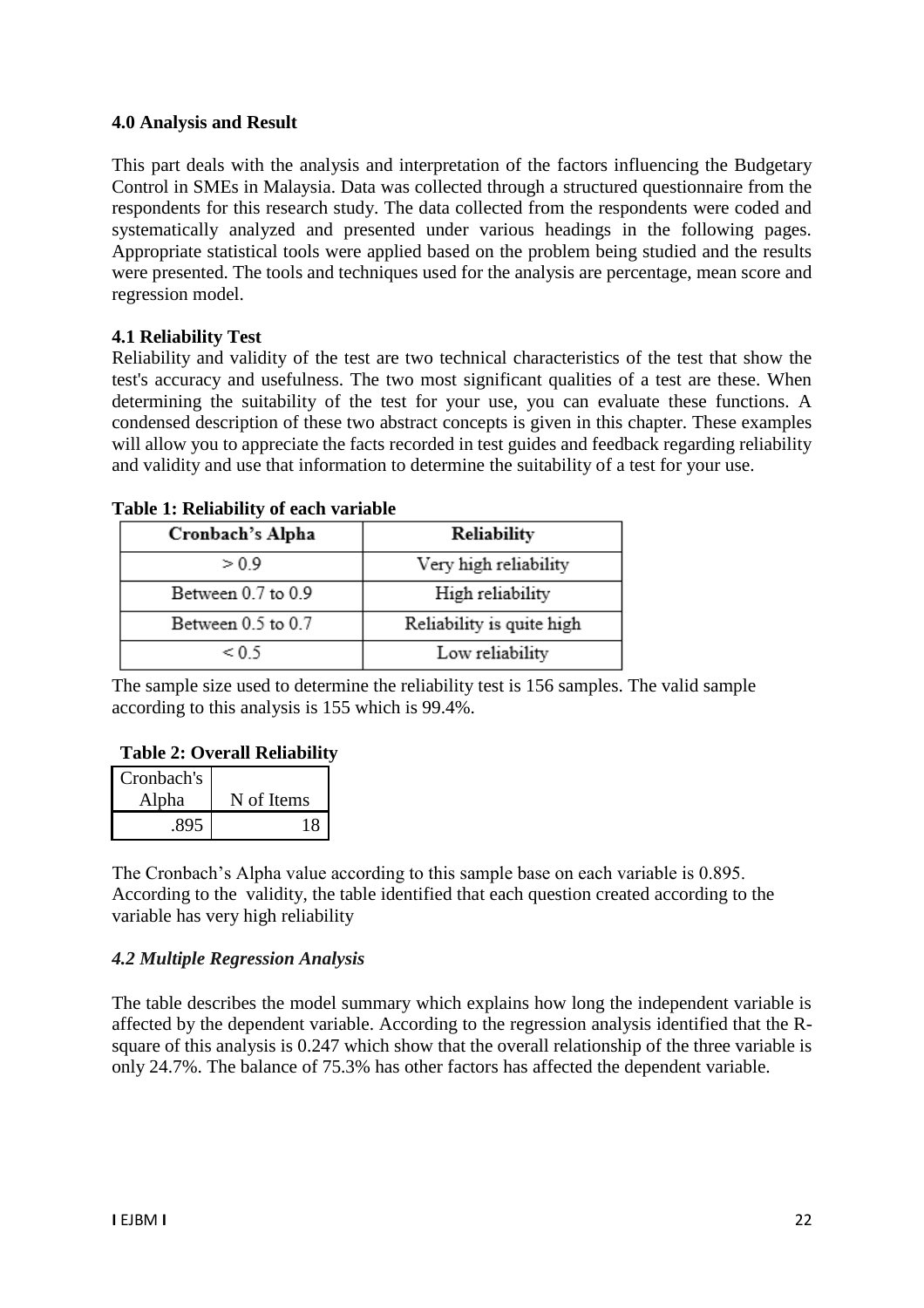## 4.0 Analysis and Result

This part deals with the analysis and interpretation of the factors influencing the Budgetary Control in SMEs in Malaysia. Data was collected through a structured questionnaire from the respondents for this research study. The data collected from the respondents were coded and systematically analyzed and presented under various headings in the following pages. Appropriate statistical tools were applied based on the problem being studied and the results were presented. The tools and techniques used for the analysis are percentage, mean score and regression model.

### 4.1 Reliability Test

Reliability and validity of the test are two technical characteristics of the test that show the test's accuracy and usefulness. The two most significant qualities of a test are these. When determining the suitability of the test for your use, you can evaluate these functions. A condensed description of these two abstract concepts is given in this chapter. These examples will allow you to appreciate the facts recorded in test guides and feedback regarding reliability and validity and use that information to determine the suitability of a test for your use.

**Table 1: Reliability of each variable**

| Cronbach's Alpha | Reliability |
|---|---|
| > 0.9 | Very high reliability |
| Between 0.7 to 0.9 | High reliability |
| Between 0.5 to 0.7 | Reliability is quite high |
| < 0.5 | Low reliability |

The sample size used to determine the reliability test is 156 samples. The valid sample according to this analysis is 155 which is 99.4%.

**Table 2: Overall Reliability**

| Cronbach's Alpha | N of Items |
|---|---|
| .895 | 18 |

The Cronbach's Alpha value according to this sample base on each variable is 0.895. According to the validity, the table identified that each question created according to the variable has very high reliability

### *4.2 Multiple Regression Analysis*

The table describes the model summary which explains how long the independent variable is affected by the dependent variable. According to the regression analysis identified that the R-square of this analysis is 0.247 which show that the overall relationship of the three variable is only 24.7%. The balance of 75.3% has other factors has affected the dependent variable.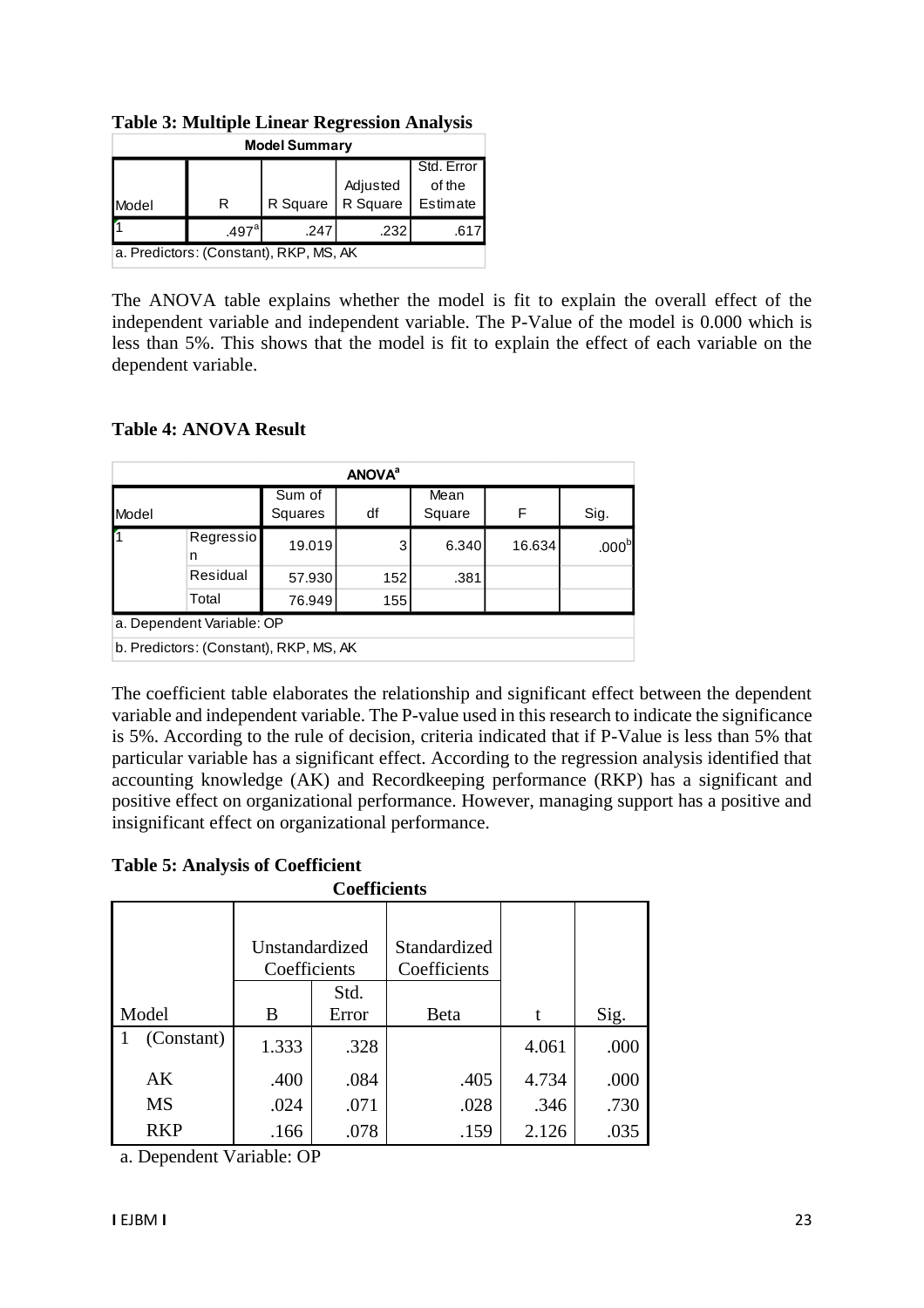**Table 3: Multiple Linear Regression Analysis**

| Model Summary | | | | |
|---|---|---|---|---|
| Model | R | R Square | Adjusted R Square | Std. Error of the Estimate |
| 1 | .497[a] | .247 | .232 | .617 |
| a. Predictors: (Constant), RKP, MS, AK | | | | |

The ANOVA table explains whether the model is fit to explain the overall effect of the independent variable and independent variable. The P-Value of the model is 0.000 which is less than 5%. This shows that the model is fit to explain the effect of each variable on the dependent variable.

**Table 4: ANOVA Result**

| ANOVA[a] | | | | | | |
|---|---|---|---|---|---|---|
| Model | | Sum of Squares | df | Mean Square | F | Sig. |
| 1 | Regression | 19.019 | 3 | 6.340 | 16.634 | .000[b] |
| | Residual | 57.930 | 152 | .381 | | |
| | Total | 76.949 | 155 | | | |
| a. Dependent Variable: OP | | | | | | |
| b. Predictors: (Constant), RKP, MS, AK | | | | | | |

The coefficient table elaborates the relationship and significant effect between the dependent variable and independent variable. The P-value used in this research to indicate the significance is 5%. According to the rule of decision, criteria indicated that if P-Value is less than 5% that particular variable has a significant effect. According to the regression analysis identified that accounting knowledge (AK) and Recordkeeping performance (RKP) has a significant and positive effect on organizational performance. However, managing support has a positive and insignificant effect on organizational performance.

**Table 5: Analysis of Coefficient**

**Coefficients**

| Model | | Unstandardized Coefficients | | Standardized Coefficients | t | Sig. |
|---|---|---|---|---|---|---|
| | | B | Std. Error | Beta | | |
| 1 | (Constant) | 1.333 | .328 | | 4.061 | .000 |
| | AK | .400 | .084 | .405 | 4.734 | .000 |
| | MS | .024 | .071 | .028 | .346 | .730 |
| | RKP | .166 | .078 | .159 | 2.126 | .035 |

a. Dependent Variable: OP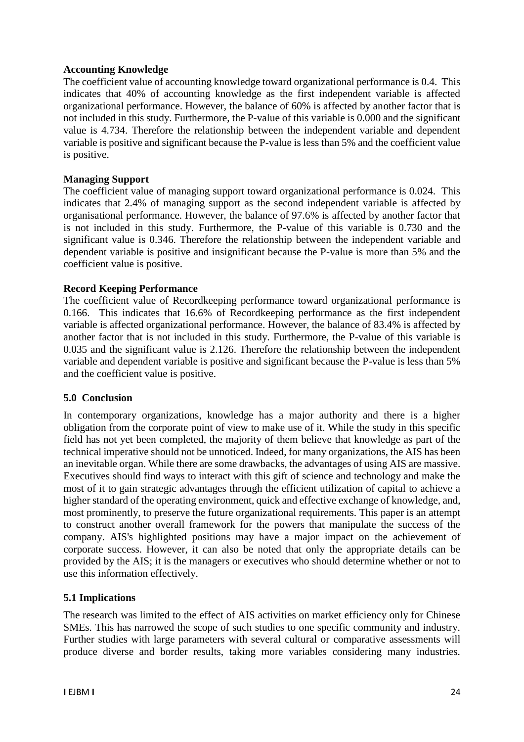**Accounting Knowledge**

The coefficient value of accounting knowledge toward organizational performance is 0.4. This indicates that 40% of accounting knowledge as the first independent variable is affected organizational performance. However, the balance of 60% is affected by another factor that is not included in this study. Furthermore, the P-value of this variable is 0.000 and the significant value is 4.734. Therefore the relationship between the independent variable and dependent variable is positive and significant because the P-value is less than 5% and the coefficient value is positive.

**Managing Support**

The coefficient value of managing support toward organizational performance is 0.024. This indicates that 2.4% of managing support as the second independent variable is affected by organisational performance. However, the balance of 97.6% is affected by another factor that is not included in this study. Furthermore, the P-value of this variable is 0.730 and the significant value is 0.346. Therefore the relationship between the independent variable and dependent variable is positive and insignificant because the P-value is more than 5% and the coefficient value is positive.

**Record Keeping Performance**

The coefficient value of Recordkeeping performance toward organizational performance is 0.166. This indicates that 16.6% of Recordkeeping performance as the first independent variable is affected organizational performance. However, the balance of 83.4% is affected by another factor that is not included in this study. Furthermore, the P-value of this variable is 0.035 and the significant value is 2.126. Therefore the relationship between the independent variable and dependent variable is positive and significant because the P-value is less than 5% and the coefficient value is positive.

## 5.0 Conclusion

In contemporary organizations, knowledge has a major authority and there is a higher obligation from the corporate point of view to make use of it. While the study in this specific field has not yet been completed, the majority of them believe that knowledge as part of the technical imperative should not be unnoticed. Indeed, for many organizations, the AIS has been an inevitable organ. While there are some drawbacks, the advantages of using AIS are massive. Executives should find ways to interact with this gift of science and technology and make the most of it to gain strategic advantages through the efficient utilization of capital to achieve a higher standard of the operating environment, quick and effective exchange of knowledge, and, most prominently, to preserve the future organizational requirements. This paper is an attempt to construct another overall framework for the powers that manipulate the success of the company. AIS's highlighted positions may have a major impact on the achievement of corporate success. However, it can also be noted that only the appropriate details can be provided by the AIS; it is the managers or executives who should determine whether or not to use this information effectively.

### 5.1 Implications

The research was limited to the effect of AIS activities on market efficiency only for Chinese SMEs. This has narrowed the scope of such studies to one specific community and industry. Further studies with large parameters with several cultural or comparative assessments will produce diverse and border results, taking more variables considering many industries.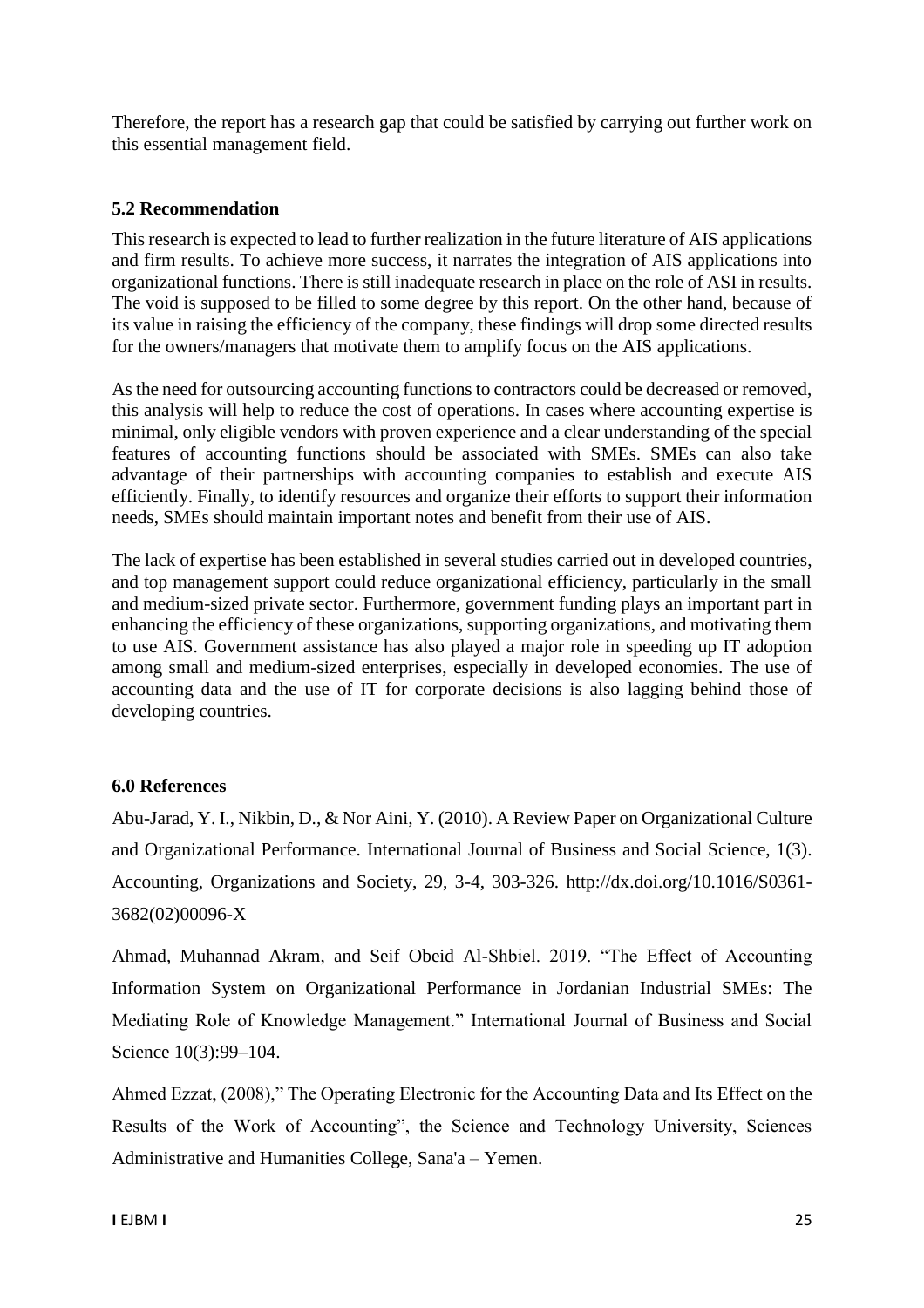Therefore, the report has a research gap that could be satisfied by carrying out further work on this essential management field.

### 5.2 Recommendation

This research is expected to lead to further realization in the future literature of AIS applications and firm results. To achieve more success, it narrates the integration of AIS applications into organizational functions. There is still inadequate research in place on the role of ASI in results. The void is supposed to be filled to some degree by this report. On the other hand, because of its value in raising the efficiency of the company, these findings will drop some directed results for the owners/managers that motivate them to amplify focus on the AIS applications.

As the need for outsourcing accounting functions to contractors could be decreased or removed, this analysis will help to reduce the cost of operations. In cases where accounting expertise is minimal, only eligible vendors with proven experience and a clear understanding of the special features of accounting functions should be associated with SMEs. SMEs can also take advantage of their partnerships with accounting companies to establish and execute AIS efficiently. Finally, to identify resources and organize their efforts to support their information needs, SMEs should maintain important notes and benefit from their use of AIS.

The lack of expertise has been established in several studies carried out in developed countries, and top management support could reduce organizational efficiency, particularly in the small and medium-sized private sector. Furthermore, government funding plays an important part in enhancing the efficiency of these organizations, supporting organizations, and motivating them to use AIS. Government assistance has also played a major role in speeding up IT adoption among small and medium-sized enterprises, especially in developed economies. The use of accounting data and the use of IT for corporate decisions is also lagging behind those of developing countries.

## 6.0 References

Abu-Jarad, Y. I., Nikbin, D., & Nor Aini, Y. (2010). A Review Paper on Organizational Culture and Organizational Performance. International Journal of Business and Social Science, 1(3). Accounting, Organizations and Society, 29, 3-4, 303-326. http://dx.doi.org/10.1016/S0361-3682(02)00096-X

Ahmad, Muhannad Akram, and Seif Obeid Al-Shbiel. 2019. "The Effect of Accounting Information System on Organizational Performance in Jordanian Industrial SMEs: The Mediating Role of Knowledge Management." International Journal of Business and Social Science 10(3):99–104.

Ahmed Ezzat, (2008)," The Operating Electronic for the Accounting Data and Its Effect on the Results of the Work of Accounting", the Science and Technology University, Sciences Administrative and Humanities College, Sana'a – Yemen.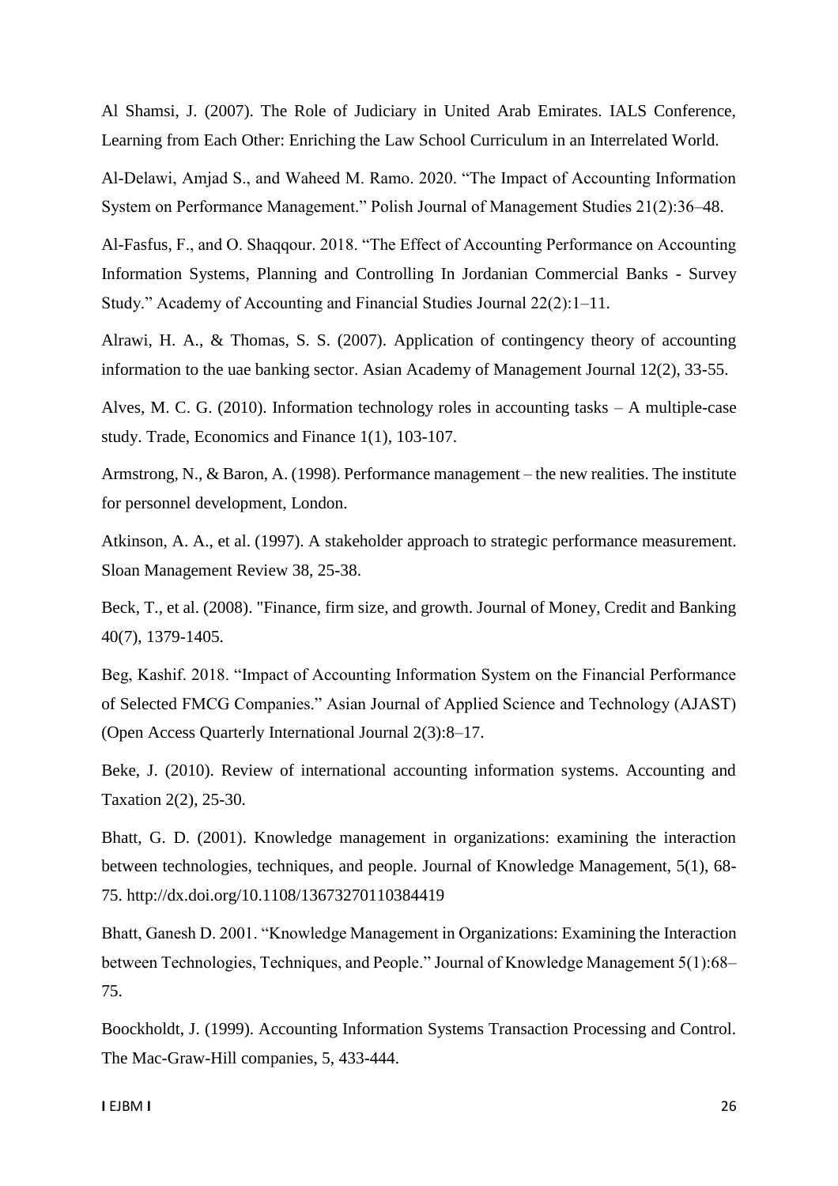Al Shamsi, J. (2007). The Role of Judiciary in United Arab Emirates. IALS Conference, Learning from Each Other: Enriching the Law School Curriculum in an Interrelated World.

Al-Delawi, Amjad S., and Waheed M. Ramo. 2020. "The Impact of Accounting Information System on Performance Management." Polish Journal of Management Studies 21(2):36–48.

Al-Fasfus, F., and O. Shaqqour. 2018. "The Effect of Accounting Performance on Accounting Information Systems, Planning and Controlling In Jordanian Commercial Banks - Survey Study." Academy of Accounting and Financial Studies Journal 22(2):1–11.

Alrawi, H. A., & Thomas, S. S. (2007). Application of contingency theory of accounting information to the uae banking sector. Asian Academy of Management Journal 12(2), 33-55.

Alves, M. C. G. (2010). Information technology roles in accounting tasks – A multiple-case study. Trade, Economics and Finance 1(1), 103-107.

Armstrong, N., & Baron, A. (1998). Performance management – the new realities. The institute for personnel development, London.

Atkinson, A. A., et al. (1997). A stakeholder approach to strategic performance measurement. Sloan Management Review 38, 25-38.

Beck, T., et al. (2008). "Finance, firm size, and growth. Journal of Money, Credit and Banking 40(7), 1379-1405.

Beg, Kashif. 2018. "Impact of Accounting Information System on the Financial Performance of Selected FMCG Companies." Asian Journal of Applied Science and Technology (AJAST) (Open Access Quarterly International Journal 2(3):8–17.

Beke, J. (2010). Review of international accounting information systems. Accounting and Taxation 2(2), 25-30.

Bhatt, G. D. (2001). Knowledge management in organizations: examining the interaction between technologies, techniques, and people. Journal of Knowledge Management, 5(1), 68-75. http://dx.doi.org/10.1108/13673270110384419

Bhatt, Ganesh D. 2001. "Knowledge Management in Organizations: Examining the Interaction between Technologies, Techniques, and People." Journal of Knowledge Management 5(1):68–75.

Boockholdt, J. (1999). Accounting Information Systems Transaction Processing and Control. The Mac-Graw-Hill companies, 5, 433-444.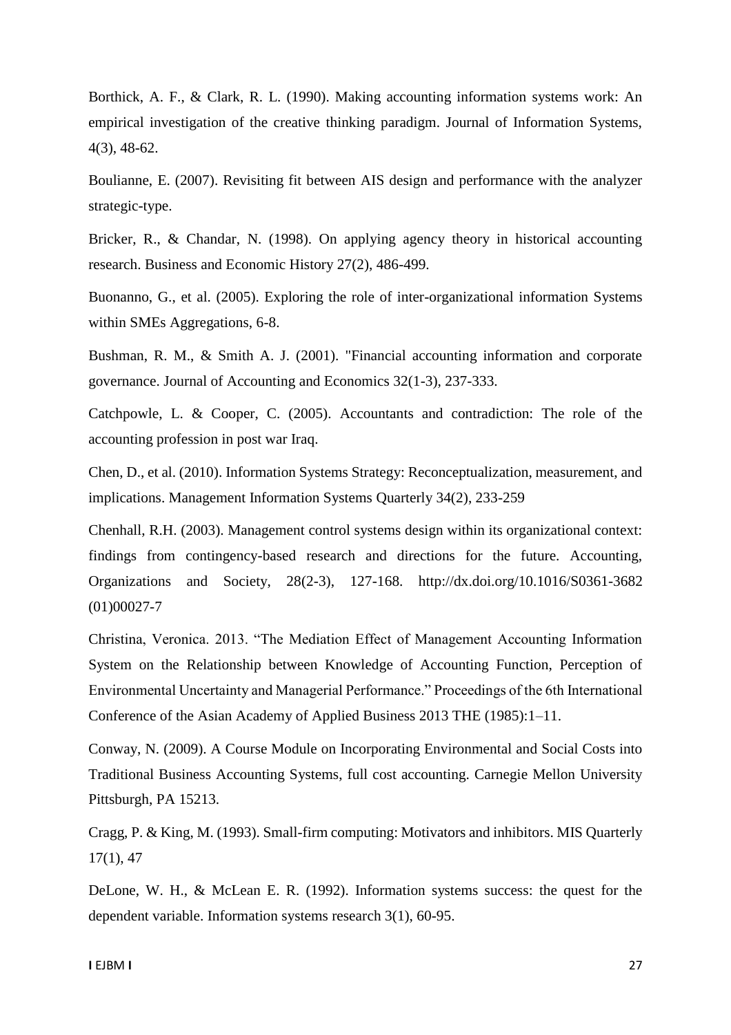Borthick, A. F., & Clark, R. L. (1990). Making accounting information systems work: An empirical investigation of the creative thinking paradigm. Journal of Information Systems, 4(3), 48-62.

Boulianne, E. (2007). Revisiting fit between AIS design and performance with the analyzer strategic-type.

Bricker, R., & Chandar, N. (1998). On applying agency theory in historical accounting research. Business and Economic History 27(2), 486-499.

Buonanno, G., et al. (2005). Exploring the role of inter-organizational information Systems within SMEs Aggregations, 6-8.

Bushman, R. M., & Smith A. J. (2001). "Financial accounting information and corporate governance. Journal of Accounting and Economics 32(1-3), 237-333.

Catchpowle, L. & Cooper, C. (2005). Accountants and contradiction: The role of the accounting profession in post war Iraq.

Chen, D., et al. (2010). Information Systems Strategy: Reconceptualization, measurement, and implications. Management Information Systems Quarterly 34(2), 233-259

Chenhall, R.H. (2003). Management control systems design within its organizational context: findings from contingency-based research and directions for the future. Accounting, Organizations and Society, 28(2-3), 127-168. http://dx.doi.org/10.1016/S0361-3682 (01)00027-7

Christina, Veronica. 2013. "The Mediation Effect of Management Accounting Information System on the Relationship between Knowledge of Accounting Function, Perception of Environmental Uncertainty and Managerial Performance." Proceedings of the 6th International Conference of the Asian Academy of Applied Business 2013 THE (1985):1–11.

Conway, N. (2009). A Course Module on Incorporating Environmental and Social Costs into Traditional Business Accounting Systems, full cost accounting. Carnegie Mellon University Pittsburgh, PA 15213.

Cragg, P. & King, M. (1993). Small-firm computing: Motivators and inhibitors. MIS Quarterly 17(1), 47

DeLone, W. H., & McLean E. R. (1992). Information systems success: the quest for the dependent variable. Information systems research 3(1), 60-95.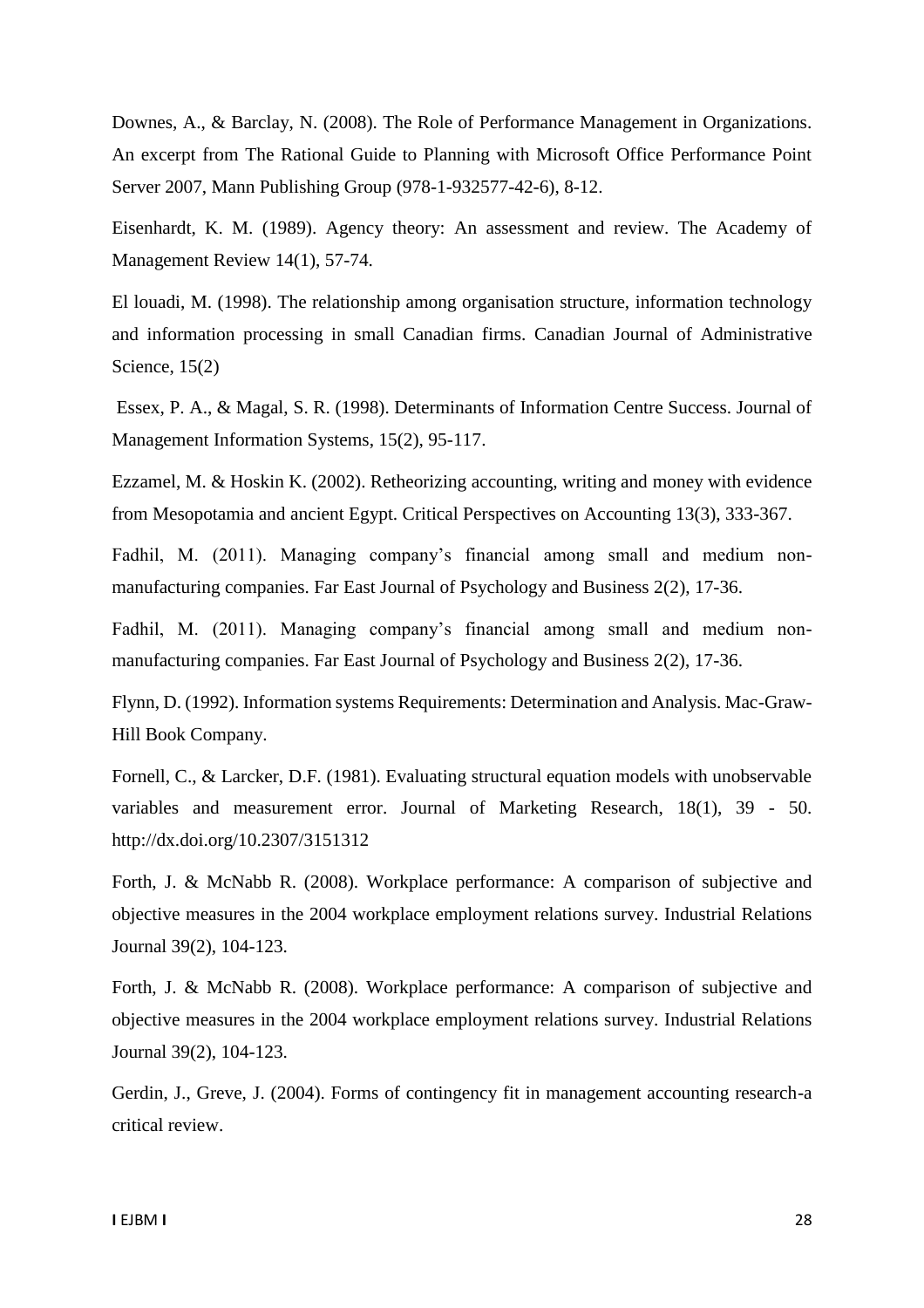Downes, A., & Barclay, N. (2008). The Role of Performance Management in Organizations. An excerpt from The Rational Guide to Planning with Microsoft Office Performance Point Server 2007, Mann Publishing Group (978-1-932577-42-6), 8-12.

Eisenhardt, K. M. (1989). Agency theory: An assessment and review. The Academy of Management Review 14(1), 57-74.

El louadi, M. (1998). The relationship among organisation structure, information technology and information processing in small Canadian firms. Canadian Journal of Administrative Science, 15(2)

Essex, P. A., & Magal, S. R. (1998). Determinants of Information Centre Success. Journal of Management Information Systems, 15(2), 95-117.

Ezzamel, M. & Hoskin K. (2002). Retheorizing accounting, writing and money with evidence from Mesopotamia and ancient Egypt. Critical Perspectives on Accounting 13(3), 333-367.

Fadhil, M. (2011). Managing company's financial among small and medium non-manufacturing companies. Far East Journal of Psychology and Business 2(2), 17-36.

Fadhil, M. (2011). Managing company's financial among small and medium non-manufacturing companies. Far East Journal of Psychology and Business 2(2), 17-36.

Flynn, D. (1992). Information systems Requirements: Determination and Analysis. Mac-Graw-Hill Book Company.

Fornell, C., & Larcker, D.F. (1981). Evaluating structural equation models with unobservable variables and measurement error. Journal of Marketing Research, 18(1), 39 - 50. http://dx.doi.org/10.2307/3151312

Forth, J. & McNabb R. (2008). Workplace performance: A comparison of subjective and objective measures in the 2004 workplace employment relations survey. Industrial Relations Journal 39(2), 104-123.

Forth, J. & McNabb R. (2008). Workplace performance: A comparison of subjective and objective measures in the 2004 workplace employment relations survey. Industrial Relations Journal 39(2), 104-123.

Gerdin, J., Greve, J. (2004). Forms of contingency fit in management accounting research-a critical review.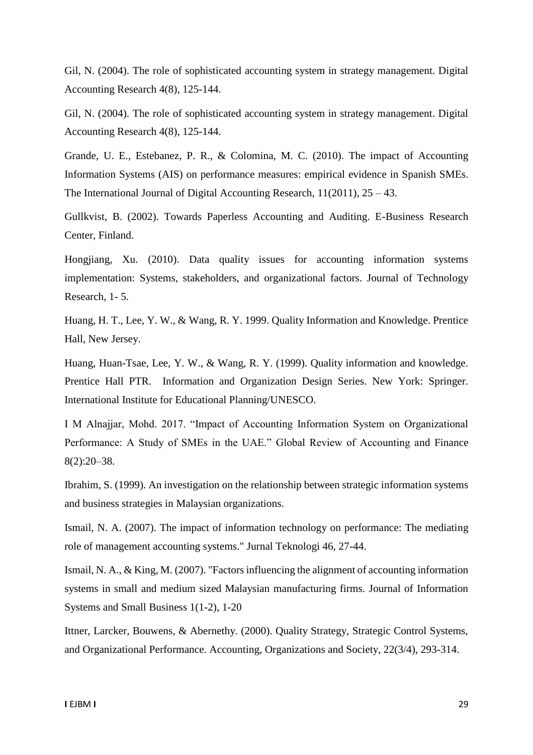Gil, N. (2004). The role of sophisticated accounting system in strategy management. Digital Accounting Research 4(8), 125-144.

Gil, N. (2004). The role of sophisticated accounting system in strategy management. Digital Accounting Research 4(8), 125-144.

Grande, U. E., Estebanez, P. R., & Colomina, M. C. (2010). The impact of Accounting Information Systems (AIS) on performance measures: empirical evidence in Spanish SMEs. The International Journal of Digital Accounting Research, 11(2011), 25 – 43.

Gullkvist, B. (2002). Towards Paperless Accounting and Auditing. E-Business Research Center, Finland.

Hongjiang, Xu. (2010). Data quality issues for accounting information systems implementation: Systems, stakeholders, and organizational factors. Journal of Technology Research, 1- 5.

Huang, H. T., Lee, Y. W., & Wang, R. Y. 1999. Quality Information and Knowledge. Prentice Hall, New Jersey.

Huang, Huan-Tsae, Lee, Y. W., & Wang, R. Y. (1999). Quality information and knowledge. Prentice Hall PTR. Information and Organization Design Series. New York: Springer. International Institute for Educational Planning/UNESCO.

I M Alnajjar, Mohd. 2017. "Impact of Accounting Information System on Organizational Performance: A Study of SMEs in the UAE." Global Review of Accounting and Finance 8(2):20–38.

Ibrahim, S. (1999). An investigation on the relationship between strategic information systems and business strategies in Malaysian organizations.

Ismail, N. A. (2007). The impact of information technology on performance: The mediating role of management accounting systems." Jurnal Teknologi 46, 27-44.

Ismail, N. A., & King, M. (2007). "Factors influencing the alignment of accounting information systems in small and medium sized Malaysian manufacturing firms. Journal of Information Systems and Small Business 1(1-2), 1-20

Ittner, Larcker, Bouwens, & Abernethy. (2000). Quality Strategy, Strategic Control Systems, and Organizational Performance. Accounting, Organizations and Society, 22(3/4), 293-314.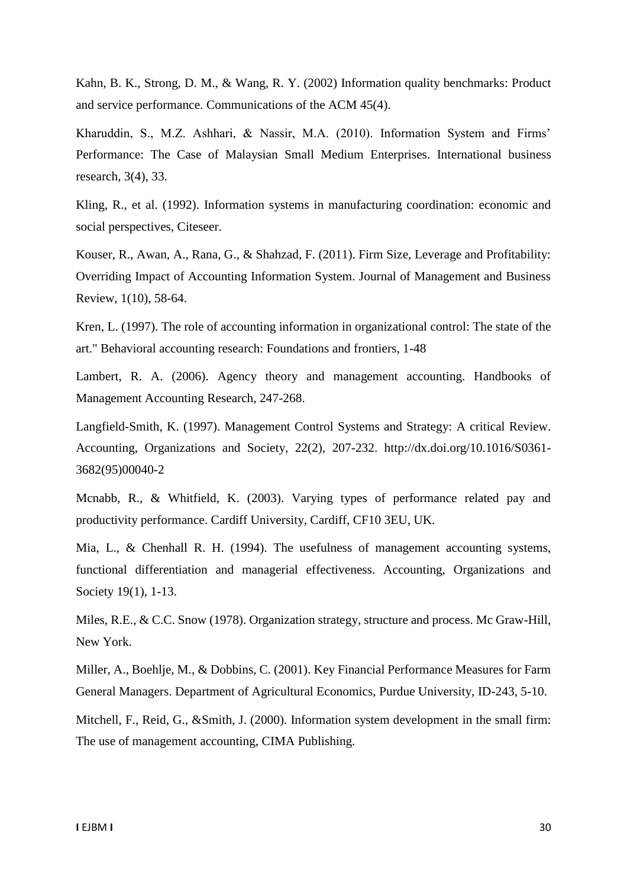Kahn, B. K., Strong, D. M., & Wang, R. Y. (2002) Information quality benchmarks: Product and service performance. Communications of the ACM 45(4).

Kharuddin, S., M.Z. Ashhari, & Nassir, M.A. (2010). Information System and Firms' Performance: The Case of Malaysian Small Medium Enterprises. International business research, 3(4), 33.

Kling, R., et al. (1992). Information systems in manufacturing coordination: economic and social perspectives, Citeseer.

Kouser, R., Awan, A., Rana, G., & Shahzad, F. (2011). Firm Size, Leverage and Profitability: Overriding Impact of Accounting Information System. Journal of Management and Business Review, 1(10), 58-64.

Kren, L. (1997). The role of accounting information in organizational control: The state of the art." Behavioral accounting research: Foundations and frontiers, 1-48

Lambert, R. A. (2006). Agency theory and management accounting. Handbooks of Management Accounting Research, 247-268.

Langfield-Smith, K. (1997). Management Control Systems and Strategy: A critical Review. Accounting, Organizations and Society, 22(2), 207-232. http://dx.doi.org/10.1016/S0361-3682(95)00040-2

Mcnabb, R., & Whitfield, K. (2003). Varying types of performance related pay and productivity performance. Cardiff University, Cardiff, CF10 3EU, UK.

Mia, L., & Chenhall R. H. (1994). The usefulness of management accounting systems, functional differentiation and managerial effectiveness. Accounting, Organizations and Society 19(1), 1-13.

Miles, R.E., & C.C. Snow (1978). Organization strategy, structure and process. Mc Graw-Hill, New York.

Miller, A., Boehlje, M., & Dobbins, C. (2001). Key Financial Performance Measures for Farm General Managers. Department of Agricultural Economics, Purdue University, ID-243, 5-10.

Mitchell, F., Reid, G., &Smith, J. (2000). Information system development in the small firm: The use of management accounting, CIMA Publishing.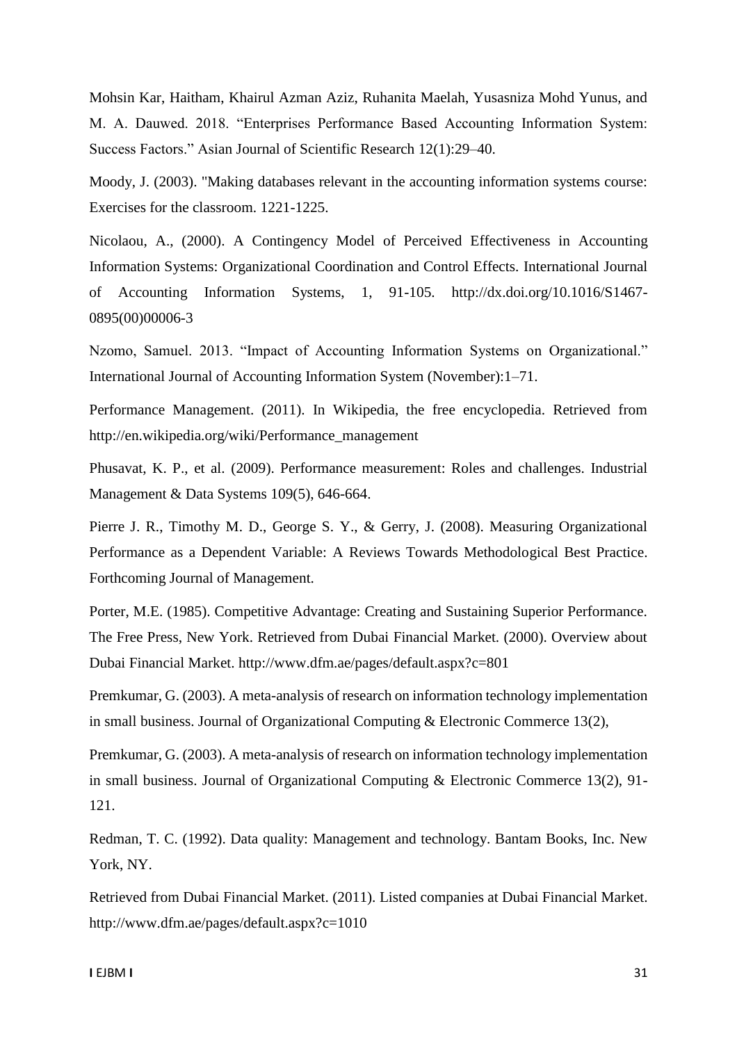Mohsin Kar, Haitham, Khairul Azman Aziz, Ruhanita Maelah, Yusasniza Mohd Yunus, and M. A. Dauwed. 2018. "Enterprises Performance Based Accounting Information System: Success Factors." Asian Journal of Scientific Research 12(1):29–40.

Moody, J. (2003). "Making databases relevant in the accounting information systems course: Exercises for the classroom. 1221-1225.

Nicolaou, A., (2000). A Contingency Model of Perceived Effectiveness in Accounting Information Systems: Organizational Coordination and Control Effects. International Journal of Accounting Information Systems, 1, 91-105. http://dx.doi.org/10.1016/S1467-0895(00)00006-3

Nzomo, Samuel. 2013. "Impact of Accounting Information Systems on Organizational." International Journal of Accounting Information System (November):1–71.

Performance Management. (2011). In Wikipedia, the free encyclopedia. Retrieved from http://en.wikipedia.org/wiki/Performance_management

Phusavat, K. P., et al. (2009). Performance measurement: Roles and challenges. Industrial Management & Data Systems 109(5), 646-664.

Pierre J. R., Timothy M. D., George S. Y., & Gerry, J. (2008). Measuring Organizational Performance as a Dependent Variable: A Reviews Towards Methodological Best Practice. Forthcoming Journal of Management.

Porter, M.E. (1985). Competitive Advantage: Creating and Sustaining Superior Performance. The Free Press, New York. Retrieved from Dubai Financial Market. (2000). Overview about Dubai Financial Market. http://www.dfm.ae/pages/default.aspx?c=801

Premkumar, G. (2003). A meta-analysis of research on information technology implementation in small business. Journal of Organizational Computing & Electronic Commerce 13(2),

Premkumar, G. (2003). A meta-analysis of research on information technology implementation in small business. Journal of Organizational Computing & Electronic Commerce 13(2), 91-121.

Redman, T. C. (1992). Data quality: Management and technology. Bantam Books, Inc. New York, NY.

Retrieved from Dubai Financial Market. (2011). Listed companies at Dubai Financial Market. http://www.dfm.ae/pages/default.aspx?c=1010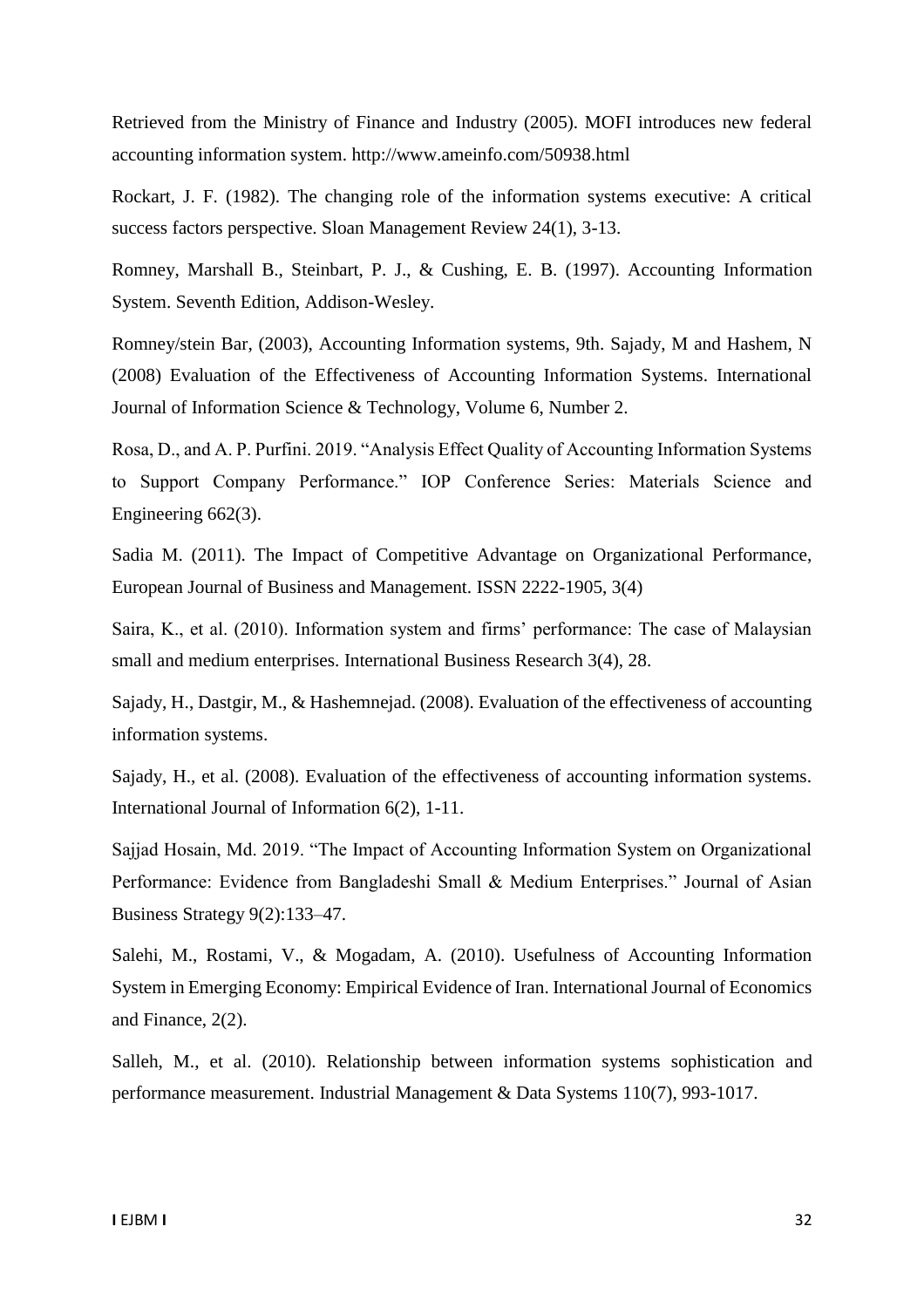Retrieved from the Ministry of Finance and Industry (2005). MOFI introduces new federal accounting information system. http://www.ameinfo.com/50938.html

Rockart, J. F. (1982). The changing role of the information systems executive: A critical success factors perspective. Sloan Management Review 24(1), 3-13.

Romney, Marshall B., Steinbart, P. J., & Cushing, E. B. (1997). Accounting Information System. Seventh Edition, Addison-Wesley.

Romney/stein Bar, (2003), Accounting Information systems, 9th. Sajady, M and Hashem, N (2008) Evaluation of the Effectiveness of Accounting Information Systems. International Journal of Information Science & Technology, Volume 6, Number 2.

Rosa, D., and A. P. Purfini. 2019. "Analysis Effect Quality of Accounting Information Systems to Support Company Performance." IOP Conference Series: Materials Science and Engineering 662(3).

Sadia M. (2011). The Impact of Competitive Advantage on Organizational Performance, European Journal of Business and Management. ISSN 2222-1905, 3(4)

Saira, K., et al. (2010). Information system and firms' performance: The case of Malaysian small and medium enterprises. International Business Research 3(4), 28.

Sajady, H., Dastgir, M., & Hashemnejad. (2008). Evaluation of the effectiveness of accounting information systems.

Sajady, H., et al. (2008). Evaluation of the effectiveness of accounting information systems. International Journal of Information 6(2), 1-11.

Sajjad Hosain, Md. 2019. "The Impact of Accounting Information System on Organizational Performance: Evidence from Bangladeshi Small & Medium Enterprises." Journal of Asian Business Strategy 9(2):133–47.

Salehi, M., Rostami, V., & Mogadam, A. (2010). Usefulness of Accounting Information System in Emerging Economy: Empirical Evidence of Iran. International Journal of Economics and Finance, 2(2).

Salleh, M., et al. (2010). Relationship between information systems sophistication and performance measurement. Industrial Management & Data Systems 110(7), 993-1017.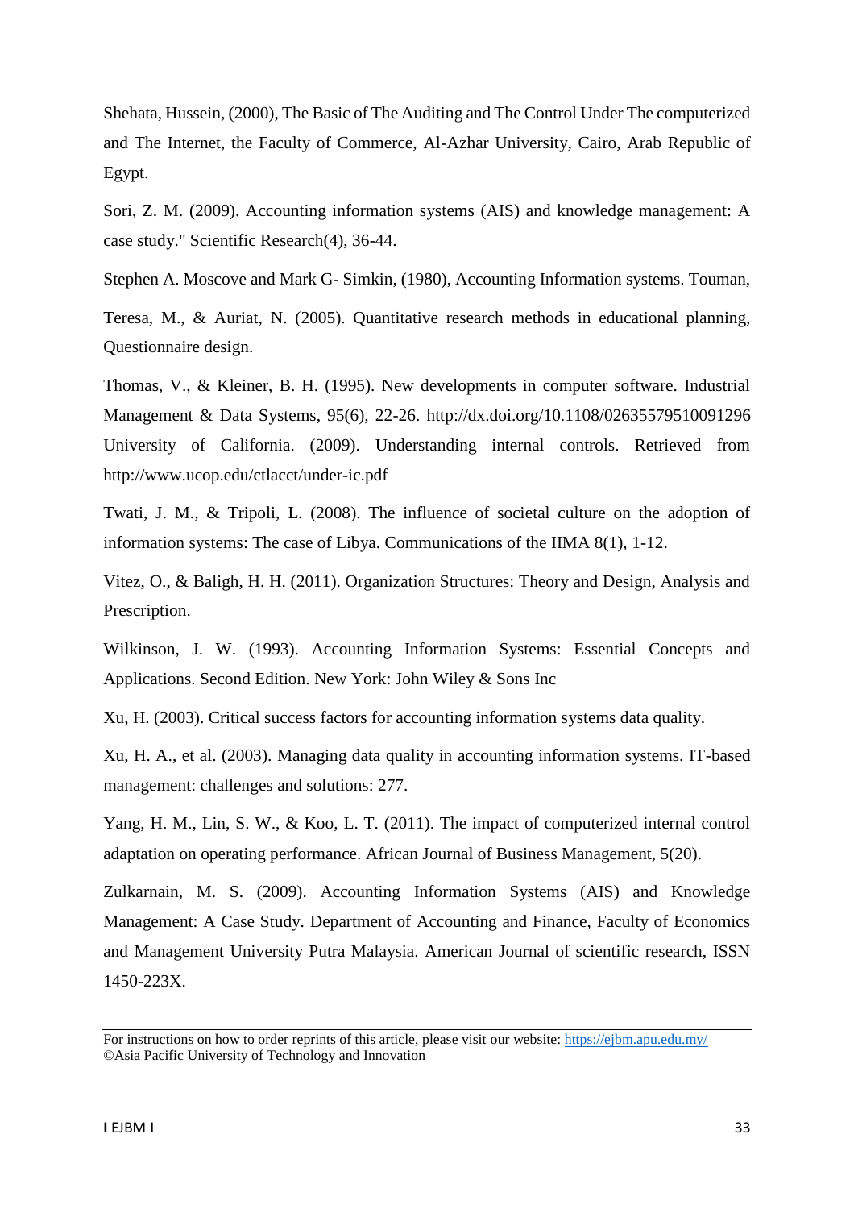Shehata, Hussein, (2000), The Basic of The Auditing and The Control Under The computerized and The Internet, the Faculty of Commerce, Al-Azhar University, Cairo, Arab Republic of Egypt.

Sori, Z. M. (2009). Accounting information systems (AIS) and knowledge management: A case study." Scientific Research(4), 36-44.

Stephen A. Moscove and Mark G- Simkin, (1980), Accounting Information systems. Touman,

Teresa, M., & Auriat, N. (2005). Quantitative research methods in educational planning, Questionnaire design.

Thomas, V., & Kleiner, B. H. (1995). New developments in computer software. Industrial Management & Data Systems, 95(6), 22-26. http://dx.doi.org/10.1108/02635579510091296 University of California. (2009). Understanding internal controls. Retrieved from http://www.ucop.edu/ctlacct/under-ic.pdf

Twati, J. M., & Tripoli, L. (2008). The influence of societal culture on the adoption of information systems: The case of Libya. Communications of the IIMA 8(1), 1-12.

Vitez, O., & Baligh, H. H. (2011). Organization Structures: Theory and Design, Analysis and Prescription.

Wilkinson, J. W. (1993). Accounting Information Systems: Essential Concepts and Applications. Second Edition. New York: John Wiley & Sons Inc

Xu, H. (2003). Critical success factors for accounting information systems data quality.

Xu, H. A., et al. (2003). Managing data quality in accounting information systems. IT-based management: challenges and solutions: 277.

Yang, H. M., Lin, S. W., & Koo, L. T. (2011). The impact of computerized internal control adaptation on operating performance. African Journal of Business Management, 5(20).

Zulkarnain, M. S. (2009). Accounting Information Systems (AIS) and Knowledge Management: A Case Study. Department of Accounting and Finance, Faculty of Economics and Management University Putra Malaysia. American Journal of scientific research, ISSN 1450-223X.

---

For instructions on how to order reprints of this article, please visit our website: https://ejbm.apu.edu.my/
©Asia Pacific University of Technology and Innovation